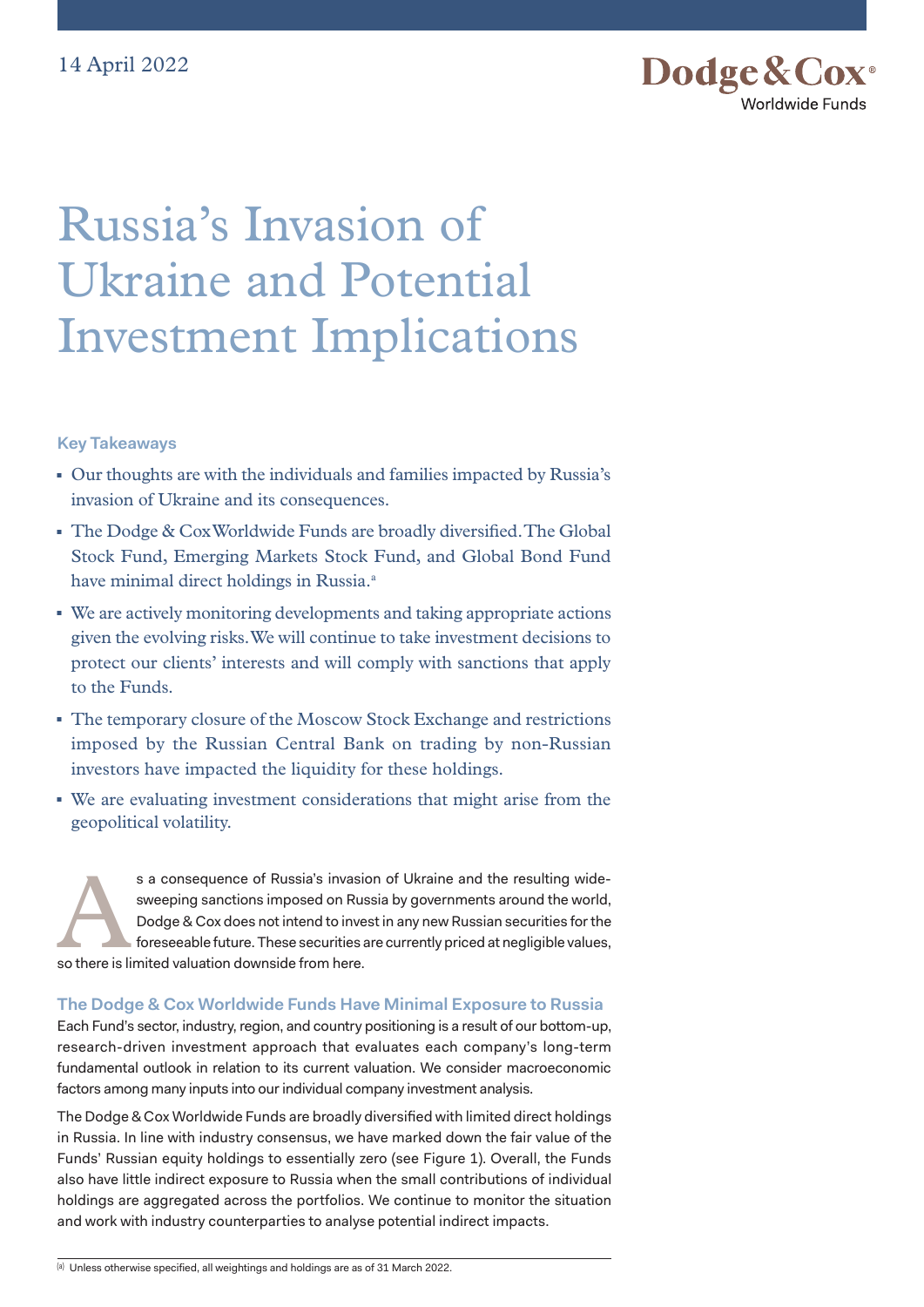14 April 2022

Dodge & Cox®
Worldwide Funds

# Russia's Invasion of Ukraine and Potential Investment Implications

### Key Takeaways

- Our thoughts are with the individuals and families impacted by Russia's invasion of Ukraine and its consequences.
- The Dodge & Cox Worldwide Funds are broadly diversified. The Global Stock Fund, Emerging Markets Stock Fund, and Global Bond Fund have minimal direct holdings in Russia.[a]
- We are actively monitoring developments and taking appropriate actions given the evolving risks. We will continue to take investment decisions to protect our clients' interests and will comply with sanctions that apply to the Funds.
- The temporary closure of the Moscow Stock Exchange and restrictions imposed by the Russian Central Bank on trading by non-Russian investors have impacted the liquidity for these holdings.
- We are evaluating investment considerations that might arise from the geopolitical volatility.

As a consequence of Russia's invasion of Ukraine and the resulting wide-sweeping sanctions imposed on Russia by governments around the world, Dodge & Cox does not intend to invest in any new Russian securities for the foreseeable future. These securities are currently priced at negligible values, so there is limited valuation downside from here.

### The Dodge & Cox Worldwide Funds Have Minimal Exposure to Russia

Each Fund's sector, industry, region, and country positioning is a result of our bottom-up, research-driven investment approach that evaluates each company's long-term fundamental outlook in relation to its current valuation. We consider macroeconomic factors among many inputs into our individual company investment analysis.

The Dodge & Cox Worldwide Funds are broadly diversified with limited direct holdings in Russia. In line with industry consensus, we have marked down the fair value of the Funds' Russian equity holdings to essentially zero (see Figure 1). Overall, the Funds also have little indirect exposure to Russia when the small contributions of individual holdings are aggregated across the portfolios. We continue to monitor the situation and work with industry counterparties to analyse potential indirect impacts.

[a] Unless otherwise specified, all weightings and holdings are as of 31 March 2022.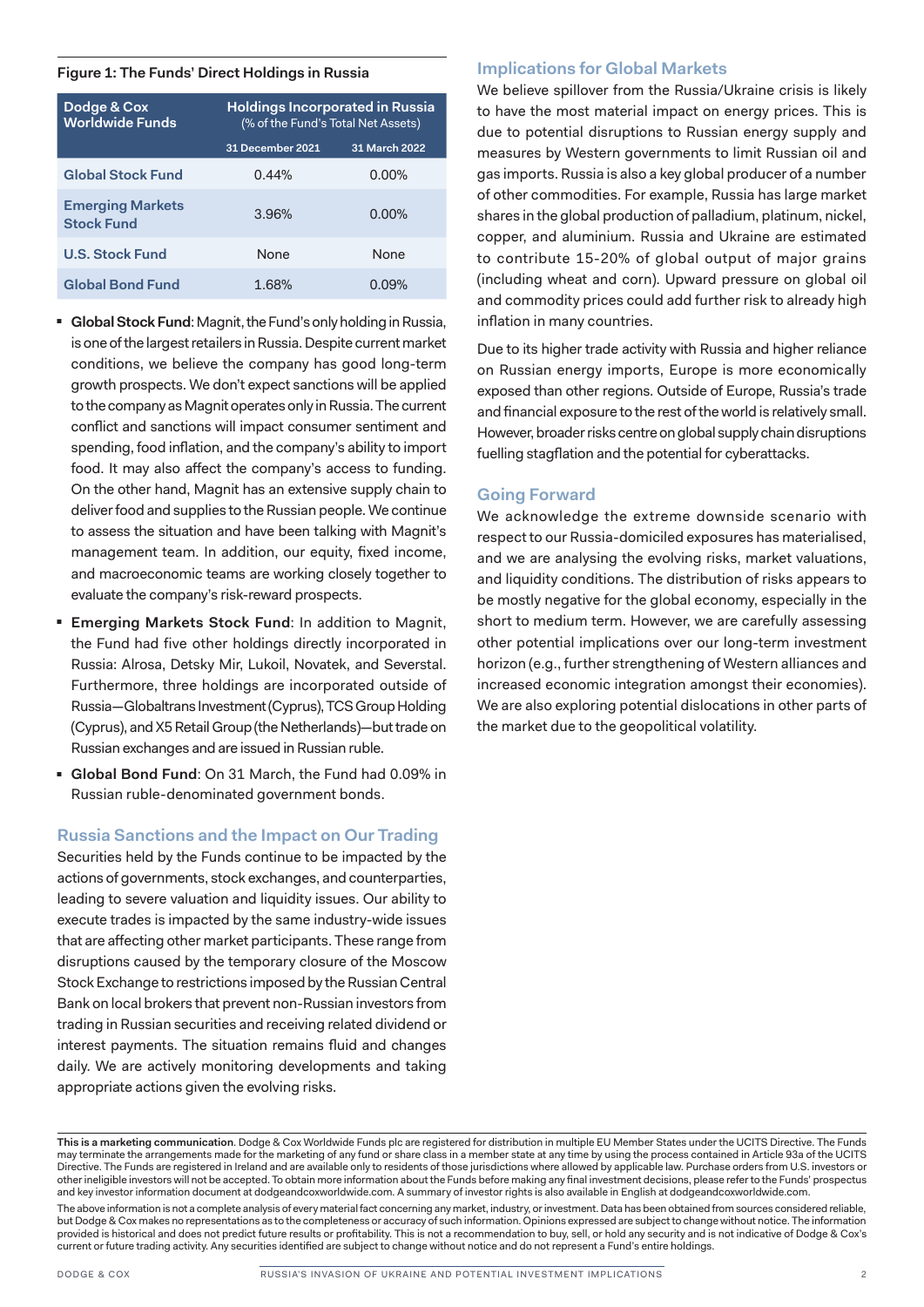**Figure 1: The Funds' Direct Holdings in Russia**

| Dodge & Cox Worldwide Funds | Holdings Incorporated in Russia (% of the Fund's Total Net Assets) | |
|---|---|---|
| | 31 December 2021 | 31 March 2022 |
| Global Stock Fund | 0.44% | 0.00% |
| Emerging Markets Stock Fund | 3.96% | 0.00% |
| U.S. Stock Fund | None | None |
| Global Bond Fund | 1.68% | 0.09% |

- **Global Stock Fund**: Magnit, the Fund's only holding in Russia, is one of the largest retailers in Russia. Despite current market conditions, we believe the company has good long-term growth prospects. We don't expect sanctions will be applied to the company as Magnit operates only in Russia. The current conflict and sanctions will impact consumer sentiment and spending, food inflation, and the company's ability to import food. It may also affect the company's access to funding. On the other hand, Magnit has an extensive supply chain to deliver food and supplies to the Russian people. We continue to assess the situation and have been talking with Magnit's management team. In addition, our equity, fixed income, and macroeconomic teams are working closely together to evaluate the company's risk-reward prospects.
- **Emerging Markets Stock Fund**: In addition to Magnit, the Fund had five other holdings directly incorporated in Russia: Alrosa, Detsky Mir, Lukoil, Novatek, and Severstal. Furthermore, three holdings are incorporated outside of Russia—Globaltrans Investment (Cyprus), TCS Group Holding (Cyprus), and X5 Retail Group (the Netherlands)—but trade on Russian exchanges and are issued in Russian ruble.
- **Global Bond Fund**: On 31 March, the Fund had 0.09% in Russian ruble-denominated government bonds.

## Russia Sanctions and the Impact on Our Trading

Securities held by the Funds continue to be impacted by the actions of governments, stock exchanges, and counterparties, leading to severe valuation and liquidity issues. Our ability to execute trades is impacted by the same industry-wide issues that are affecting other market participants. These range from disruptions caused by the temporary closure of the Moscow Stock Exchange to restrictions imposed by the Russian Central Bank on local brokers that prevent non-Russian investors from trading in Russian securities and receiving related dividend or interest payments. The situation remains fluid and changes daily. We are actively monitoring developments and taking appropriate actions given the evolving risks.

## Implications for Global Markets

We believe spillover from the Russia/Ukraine crisis is likely to have the most material impact on energy prices. This is due to potential disruptions to Russian energy supply and measures by Western governments to limit Russian oil and gas imports. Russia is also a key global producer of a number of other commodities. For example, Russia has large market shares in the global production of palladium, platinum, nickel, copper, and aluminium. Russia and Ukraine are estimated to contribute 15-20% of global output of major grains (including wheat and corn). Upward pressure on global oil and commodity prices could add further risk to already high inflation in many countries.

Due to its higher trade activity with Russia and higher reliance on Russian energy imports, Europe is more economically exposed than other regions. Outside of Europe, Russia's trade and financial exposure to the rest of the world is relatively small. However, broader risks centre on global supply chain disruptions fuelling stagflation and the potential for cyberattacks.

## Going Forward

We acknowledge the extreme downside scenario with respect to our Russia-domiciled exposures has materialised, and we are analysing the evolving risks, market valuations, and liquidity conditions. The distribution of risks appears to be mostly negative for the global economy, especially in the short to medium term. However, we are carefully assessing other potential implications over our long-term investment horizon (e.g., further strengthening of Western alliances and increased economic integration amongst their economies). We are also exploring potential dislocations in other parts of the market due to the geopolitical volatility.

**This is a marketing communication**. Dodge & Cox Worldwide Funds plc are registered for distribution in multiple EU Member States under the UCITS Directive. The Funds may terminate the arrangements made for the marketing of any fund or share class in a member state at any time by using the process contained in Article 93a of the UCITS Directive. The Funds are registered in Ireland and are available only to residents of those jurisdictions where allowed by applicable law. Purchase orders from U.S. investors or other ineligible investors will not be accepted. To obtain more information about the Funds before making any final investment decisions, please refer to the Funds' prospectus and key investor information document at dodgeandcoxworldwide.com. A summary of investor rights is also available in English at dodgeandcoxworldwide.com.

The above information is not a complete analysis of every material fact concerning any market, industry, or investment. Data has been obtained from sources considered reliable, but Dodge & Cox makes no representations as to the completeness or accuracy of such information. Opinions expressed are subject to change without notice. The information provided is historical and does not predict future results or profitability. This is not a recommendation to buy, sell, or hold any security and is not indicative of Dodge & Cox's current or future trading activity. Any securities identified are subject to change without notice and do not represent a Fund's entire holdings.